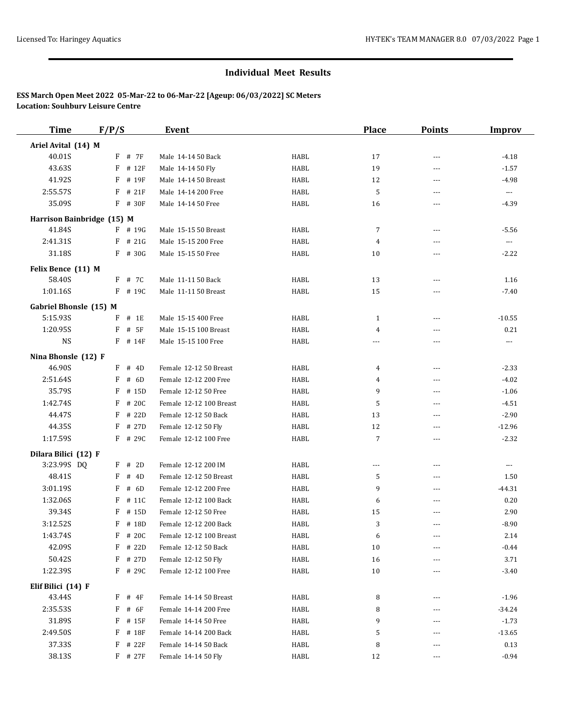## Individual Meet Results

**ESS March Open Meet 2022 05-Mar-22 to 06-Mar-22 [Ageup: 06/03/2022] SC Meters**
**Location: Southbury Leisure Centre**

| Time | F/P/S | Event | | Place | Points | Improv |
|---|---|---|---|---|---|---|
| **Ariel Avital (14) M** | | | | | | |
| 40.01S | F # 7F | Male 14-14 50 Back | HABL | 17 | --- | -4.18 |
| 43.63S | F # 12F | Male 14-14 50 Fly | HABL | 19 | --- | -1.57 |
| 41.92S | F # 19F | Male 14-14 50 Breast | HABL | 12 | --- | -4.98 |
| 2:55.57S | F # 21F | Male 14-14 200 Free | HABL | 5 | --- | --- |
| 35.09S | F # 30F | Male 14-14 50 Free | HABL | 16 | --- | -4.39 |
| **Harrison Bainbridge (15) M** | | | | | | |
| 41.84S | F # 19G | Male 15-15 50 Breast | HABL | 7 | --- | -5.56 |
| 2:41.31S | F # 21G | Male 15-15 200 Free | HABL | 4 | --- | --- |
| 31.18S | F # 30G | Male 15-15 50 Free | HABL | 10 | --- | -2.22 |
| **Felix Bence (11) M** | | | | | | |
| 58.40S | F # 7C | Male 11-11 50 Back | HABL | 13 | --- | 1.16 |
| 1:01.16S | F # 19C | Male 11-11 50 Breast | HABL | 15 | --- | -7.40 |
| **Gabriel Bhonsle (15) M** | | | | | | |
| 5:15.93S | F # 1E | Male 15-15 400 Free | HABL | 1 | --- | -10.55 |
| 1:20.95S | F # 5F | Male 15-15 100 Breast | HABL | 4 | --- | 0.21 |
| NS | F # 14F | Male 15-15 100 Free | HABL | --- | --- | --- |
| **Nina Bhonsle (12) F** | | | | | | |
| 46.90S | F # 4D | Female 12-12 50 Breast | HABL | 4 | --- | -2.33 |
| 2:51.64S | F # 6D | Female 12-12 200 Free | HABL | 4 | --- | -4.02 |
| 35.79S | F # 15D | Female 12-12 50 Free | HABL | 9 | --- | -1.06 |
| 1:42.74S | F # 20C | Female 12-12 100 Breast | HABL | 5 | --- | -4.51 |
| 44.47S | F # 22D | Female 12-12 50 Back | HABL | 13 | --- | -2.90 |
| 44.35S | F # 27D | Female 12-12 50 Fly | HABL | 12 | --- | -12.96 |
| 1:17.59S | F # 29C | Female 12-12 100 Free | HABL | 7 | --- | -2.32 |
| **Dilara Bilici (12) F** | | | | | | |
| 3:23.99S DQ | F # 2D | Female 12-12 200 IM | HABL | --- | --- | --- |
| 48.41S | F # 4D | Female 12-12 50 Breast | HABL | 5 | --- | 1.50 |
| 3:01.19S | F # 6D | Female 12-12 200 Free | HABL | 9 | --- | -44.31 |
| 1:32.06S | F # 11C | Female 12-12 100 Back | HABL | 6 | --- | 0.20 |
| 39.34S | F # 15D | Female 12-12 50 Free | HABL | 15 | --- | 2.90 |
| 3:12.52S | F # 18D | Female 12-12 200 Back | HABL | 3 | --- | -8.90 |
| 1:43.74S | F # 20C | Female 12-12 100 Breast | HABL | 6 | --- | 2.14 |
| 42.09S | F # 22D | Female 12-12 50 Back | HABL | 10 | --- | -0.44 |
| 50.42S | F # 27D | Female 12-12 50 Fly | HABL | 16 | --- | 3.71 |
| 1:22.39S | F # 29C | Female 12-12 100 Free | HABL | 10 | --- | -3.40 |
| **Elif Bilici (14) F** | | | | | | |
| 43.44S | F # 4F | Female 14-14 50 Breast | HABL | 8 | --- | -1.96 |
| 2:35.53S | F # 6F | Female 14-14 200 Free | HABL | 8 | --- | -34.24 |
| 31.89S | F # 15F | Female 14-14 50 Free | HABL | 9 | --- | -1.73 |
| 2:49.50S | F # 18F | Female 14-14 200 Back | HABL | 5 | --- | -13.65 |
| 37.33S | F # 22F | Female 14-14 50 Back | HABL | 8 | --- | 0.13 |
| 38.13S | F # 27F | Female 14-14 50 Fly | HABL | 12 | --- | -0.94 |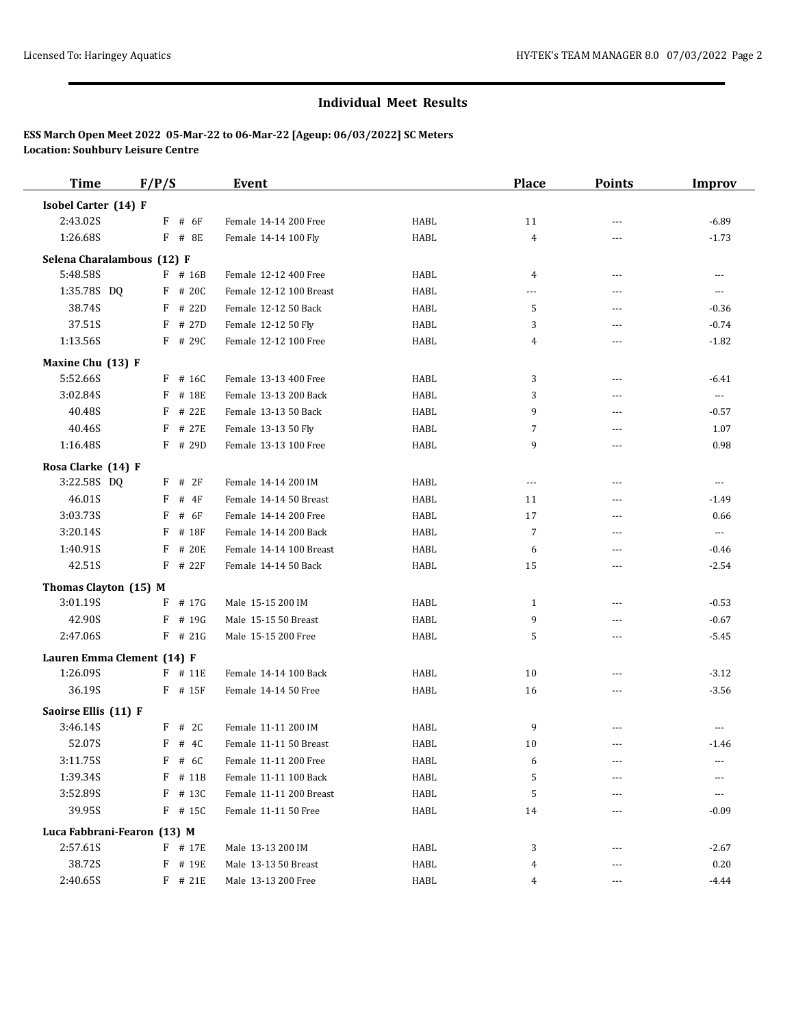## Individual Meet Results

**ESS March Open Meet 2022 05-Mar-22 to 06-Mar-22 [Ageup: 06/03/2022] SC Meters**
**Location: Souhbury Leisure Centre**

| Time | F/P/S | Event | | Place | Points | Improv |
|---|---|---|---|---|---|---|
| **Isobel Carter (14) F** | | | | | | |
| 2:43.02S | F # 6F | Female 14-14 200 Free | HABL | 11 | --- | -6.89 |
| 1:26.68S | F # 8E | Female 14-14 100 Fly | HABL | 4 | --- | -1.73 |
| **Selena Charalambous (12) F** | | | | | | |
| 5:48.58S | F # 16B | Female 12-12 400 Free | HABL | 4 | --- | --- |
| 1:35.78S DQ | F # 20C | Female 12-12 100 Breast | HABL | --- | --- | --- |
| 38.74S | F # 22D | Female 12-12 50 Back | HABL | 5 | --- | -0.36 |
| 37.51S | F # 27D | Female 12-12 50 Fly | HABL | 3 | --- | -0.74 |
| 1:13.56S | F # 29C | Female 12-12 100 Free | HABL | 4 | --- | -1.82 |
| **Maxine Chu (13) F** | | | | | | |
| 5:52.66S | F # 16C | Female 13-13 400 Free | HABL | 3 | --- | -6.41 |
| 3:02.84S | F # 18E | Female 13-13 200 Back | HABL | 3 | --- | --- |
| 40.48S | F # 22E | Female 13-13 50 Back | HABL | 9 | --- | -0.57 |
| 40.46S | F # 27E | Female 13-13 50 Fly | HABL | 7 | --- | 1.07 |
| 1:16.48S | F # 29D | Female 13-13 100 Free | HABL | 9 | --- | 0.98 |
| **Rosa Clarke (14) F** | | | | | | |
| 3:22.58S DQ | F # 2F | Female 14-14 200 IM | HABL | --- | --- | --- |
| 46.01S | F # 4F | Female 14-14 50 Breast | HABL | 11 | --- | -1.49 |
| 3:03.73S | F # 6F | Female 14-14 200 Free | HABL | 17 | --- | 0.66 |
| 3:20.14S | F # 18F | Female 14-14 200 Back | HABL | 7 | --- | --- |
| 1:40.91S | F # 20E | Female 14-14 100 Breast | HABL | 6 | --- | -0.46 |
| 42.51S | F # 22F | Female 14-14 50 Back | HABL | 15 | --- | -2.54 |
| **Thomas Clayton (15) M** | | | | | | |
| 3:01.19S | F # 17G | Male 15-15 200 IM | HABL | 1 | --- | -0.53 |
| 42.90S | F # 19G | Male 15-15 50 Breast | HABL | 9 | --- | -0.67 |
| 2:47.06S | F # 21G | Male 15-15 200 Free | HABL | 5 | --- | -5.45 |
| **Lauren Emma Clement (14) F** | | | | | | |
| 1:26.09S | F # 11E | Female 14-14 100 Back | HABL | 10 | --- | -3.12 |
| 36.19S | F # 15F | Female 14-14 50 Free | HABL | 16 | --- | -3.56 |
| **Saoirse Ellis (11) F** | | | | | | |
| 3:46.14S | F # 2C | Female 11-11 200 IM | HABL | 9 | --- | --- |
| 52.07S | F # 4C | Female 11-11 50 Breast | HABL | 10 | --- | -1.46 |
| 3:11.75S | F # 6C | Female 11-11 200 Free | HABL | 6 | --- | --- |
| 1:39.34S | F # 11B | Female 11-11 100 Back | HABL | 5 | --- | --- |
| 3:52.89S | F # 13C | Female 11-11 200 Breast | HABL | 5 | --- | --- |
| 39.95S | F # 15C | Female 11-11 50 Free | HABL | 14 | --- | -0.09 |
| **Luca Fabbrani-Fearon (13) M** | | | | | | |
| 2:57.61S | F # 17E | Male 13-13 200 IM | HABL | 3 | --- | -2.67 |
| 38.72S | F # 19E | Male 13-13 50 Breast | HABL | 4 | --- | 0.20 |
| 2:40.65S | F # 21E | Male 13-13 200 Free | HABL | 4 | --- | -4.44 |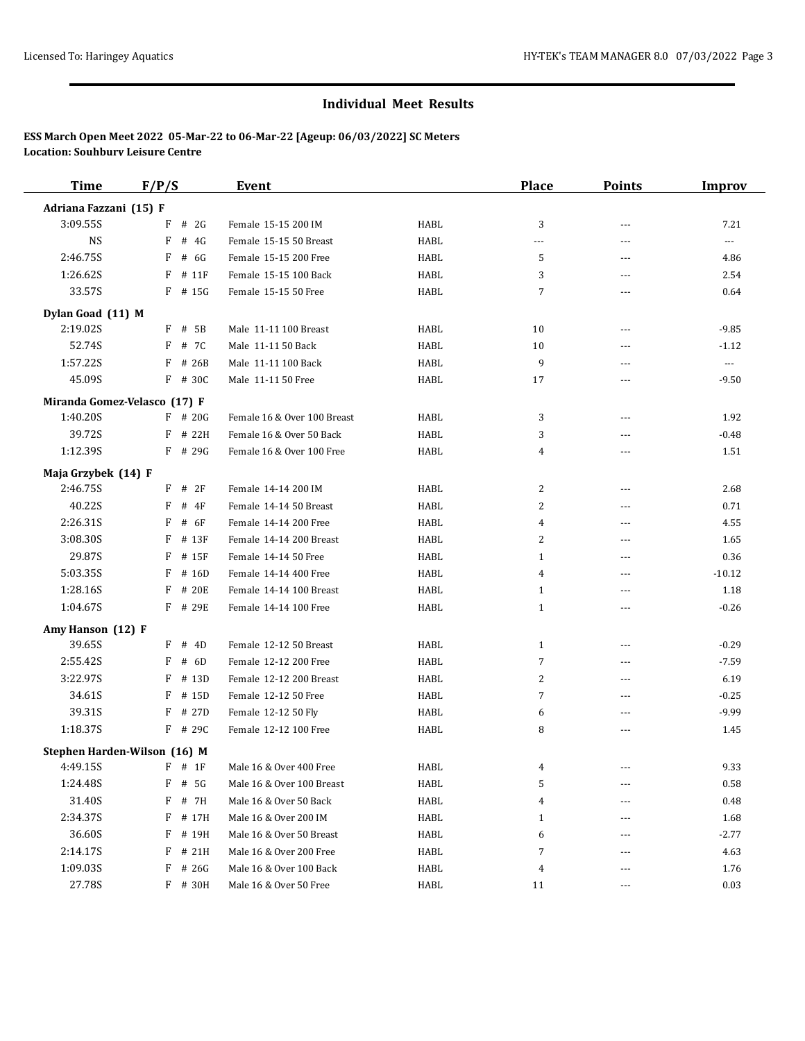## Individual Meet Results

**ESS March Open Meet 2022 05-Mar-22 to 06-Mar-22 [Ageup: 06/03/2022] SC Meters**
**Location: Souhbury Leisure Centre**

| Time | F/P/S | Event | | Place | Points | Improv |
|---|---|---|---|---|---|---|
| **Adriana Fazzani (15) F** | | | | | | |
| 3:09.55S | F # 2G | Female 15-15 200 IM | HABL | 3 | --- | 7.21 |
| NS | F # 4G | Female 15-15 50 Breast | HABL | --- | --- | --- |
| 2:46.75S | F # 6G | Female 15-15 200 Free | HABL | 5 | --- | 4.86 |
| 1:26.62S | F # 11F | Female 15-15 100 Back | HABL | 3 | --- | 2.54 |
| 33.57S | F # 15G | Female 15-15 50 Free | HABL | 7 | --- | 0.64 |
| **Dylan Goad (11) M** | | | | | | |
| 2:19.02S | F # 5B | Male 11-11 100 Breast | HABL | 10 | --- | -9.85 |
| 52.74S | F # 7C | Male 11-11 50 Back | HABL | 10 | --- | -1.12 |
| 1:57.22S | F # 26B | Male 11-11 100 Back | HABL | 9 | --- | --- |
| 45.09S | F # 30C | Male 11-11 50 Free | HABL | 17 | --- | -9.50 |
| **Miranda Gomez-Velasco (17) F** | | | | | | |
| 1:40.20S | F # 20G | Female 16 & Over 100 Breast | HABL | 3 | --- | 1.92 |
| 39.72S | F # 22H | Female 16 & Over 50 Back | HABL | 3 | --- | -0.48 |
| 1:12.39S | F # 29G | Female 16 & Over 100 Free | HABL | 4 | --- | 1.51 |
| **Maja Grzybek (14) F** | | | | | | |
| 2:46.75S | F # 2F | Female 14-14 200 IM | HABL | 2 | --- | 2.68 |
| 40.22S | F # 4F | Female 14-14 50 Breast | HABL | 2 | --- | 0.71 |
| 2:26.31S | F # 6F | Female 14-14 200 Free | HABL | 4 | --- | 4.55 |
| 3:08.30S | F # 13F | Female 14-14 200 Breast | HABL | 2 | --- | 1.65 |
| 29.87S | F # 15F | Female 14-14 50 Free | HABL | 1 | --- | 0.36 |
| 5:03.35S | F # 16D | Female 14-14 400 Free | HABL | 4 | --- | -10.12 |
| 1:28.16S | F # 20E | Female 14-14 100 Breast | HABL | 1 | --- | 1.18 |
| 1:04.67S | F # 29E | Female 14-14 100 Free | HABL | 1 | --- | -0.26 |
| **Amy Hanson (12) F** | | | | | | |
| 39.65S | F # 4D | Female 12-12 50 Breast | HABL | 1 | --- | -0.29 |
| 2:55.42S | F # 6D | Female 12-12 200 Free | HABL | 7 | --- | -7.59 |
| 3:22.97S | F # 13D | Female 12-12 200 Breast | HABL | 2 | --- | 6.19 |
| 34.61S | F # 15D | Female 12-12 50 Free | HABL | 7 | --- | -0.25 |
| 39.31S | F # 27D | Female 12-12 50 Fly | HABL | 6 | --- | -9.99 |
| 1:18.37S | F # 29C | Female 12-12 100 Free | HABL | 8 | --- | 1.45 |
| **Stephen Harden-Wilson (16) M** | | | | | | |
| 4:49.15S | F # 1F | Male 16 & Over 400 Free | HABL | 4 | --- | 9.33 |
| 1:24.48S | F # 5G | Male 16 & Over 100 Breast | HABL | 5 | --- | 0.58 |
| 31.40S | F # 7H | Male 16 & Over 50 Back | HABL | 4 | --- | 0.48 |
| 2:34.37S | F # 17H | Male 16 & Over 200 IM | HABL | 1 | --- | 1.68 |
| 36.60S | F # 19H | Male 16 & Over 50 Breast | HABL | 6 | --- | -2.77 |
| 2:14.17S | F # 21H | Male 16 & Over 200 Free | HABL | 7 | --- | 4.63 |
| 1:09.03S | F # 26G | Male 16 & Over 100 Back | HABL | 4 | --- | 1.76 |
| 27.78S | F # 30H | Male 16 & Over 50 Free | HABL | 11 | --- | 0.03 |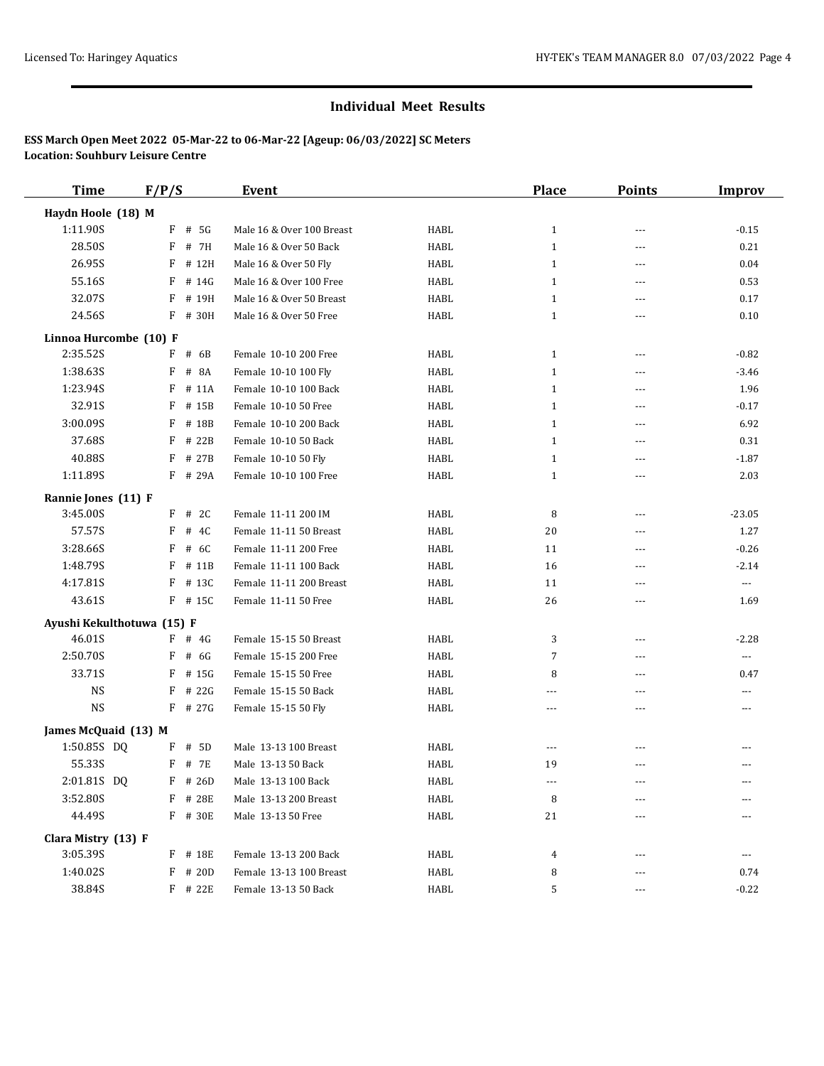## Individual Meet Results

**ESS March Open Meet 2022 05-Mar-22 to 06-Mar-22 [Ageup: 06/03/2022] SC Meters**
**Location: Souhbury Leisure Centre**

| Time | F/P/S | | Event | | Place | Points | Improv |
|---|---|---|---|---|---|---|---|
| **Haydn Hoole (18) M** | | | | | | | |
| 1:11.90S | F | # 5G | Male 16 & Over 100 Breast | HABL | 1 | --- | -0.15 |
| 28.50S | F | # 7H | Male 16 & Over 50 Back | HABL | 1 | --- | 0.21 |
| 26.95S | F | # 12H | Male 16 & Over 50 Fly | HABL | 1 | --- | 0.04 |
| 55.16S | F | # 14G | Male 16 & Over 100 Free | HABL | 1 | --- | 0.53 |
| 32.07S | F | # 19H | Male 16 & Over 50 Breast | HABL | 1 | --- | 0.17 |
| 24.56S | F | # 30H | Male 16 & Over 50 Free | HABL | 1 | --- | 0.10 |
| **Linnoa Hurcombe (10) F** | | | | | | | |
| 2:35.52S | F | # 6B | Female 10-10 200 Free | HABL | 1 | --- | -0.82 |
| 1:38.63S | F | # 8A | Female 10-10 100 Fly | HABL | 1 | --- | -3.46 |
| 1:23.94S | F | # 11A | Female 10-10 100 Back | HABL | 1 | --- | 1.96 |
| 32.91S | F | # 15B | Female 10-10 50 Free | HABL | 1 | --- | -0.17 |
| 3:00.09S | F | # 18B | Female 10-10 200 Back | HABL | 1 | --- | 6.92 |
| 37.68S | F | # 22B | Female 10-10 50 Back | HABL | 1 | --- | 0.31 |
| 40.88S | F | # 27B | Female 10-10 50 Fly | HABL | 1 | --- | -1.87 |
| 1:11.89S | F | # 29A | Female 10-10 100 Free | HABL | 1 | --- | 2.03 |
| **Rannie Jones (11) F** | | | | | | | |
| 3:45.00S | F | # 2C | Female 11-11 200 IM | HABL | 8 | --- | -23.05 |
| 57.57S | F | # 4C | Female 11-11 50 Breast | HABL | 20 | --- | 1.27 |
| 3:28.66S | F | # 6C | Female 11-11 200 Free | HABL | 11 | --- | -0.26 |
| 1:48.79S | F | # 11B | Female 11-11 100 Back | HABL | 16 | --- | -2.14 |
| 4:17.81S | F | # 13C | Female 11-11 200 Breast | HABL | 11 | --- | --- |
| 43.61S | F | # 15C | Female 11-11 50 Free | HABL | 26 | --- | 1.69 |
| **Ayushi Kekulthotuwa (15) F** | | | | | | | |
| 46.01S | F | # 4G | Female 15-15 50 Breast | HABL | 3 | --- | -2.28 |
| 2:50.70S | F | # 6G | Female 15-15 200 Free | HABL | 7 | --- | --- |
| 33.71S | F | # 15G | Female 15-15 50 Free | HABL | 8 | --- | 0.47 |
| NS | F | # 22G | Female 15-15 50 Back | HABL | --- | --- | --- |
| NS | F | # 27G | Female 15-15 50 Fly | HABL | --- | --- | --- |
| **James McQuaid (13) M** | | | | | | | |
| 1:50.85S DQ | F | # 5D | Male 13-13 100 Breast | HABL | --- | --- | --- |
| 55.33S | F | # 7E | Male 13-13 50 Back | HABL | 19 | --- | --- |
| 2:01.81S DQ | F | # 26D | Male 13-13 100 Back | HABL | --- | --- | --- |
| 3:52.80S | F | # 28E | Male 13-13 200 Breast | HABL | 8 | --- | --- |
| 44.49S | F | # 30E | Male 13-13 50 Free | HABL | 21 | --- | --- |
| **Clara Mistry (13) F** | | | | | | | |
| 3:05.39S | F | # 18E | Female 13-13 200 Back | HABL | 4 | --- | --- |
| 1:40.02S | F | # 20D | Female 13-13 100 Breast | HABL | 8 | --- | 0.74 |
| 38.84S | F | # 22E | Female 13-13 50 Back | HABL | 5 | --- | -0.22 |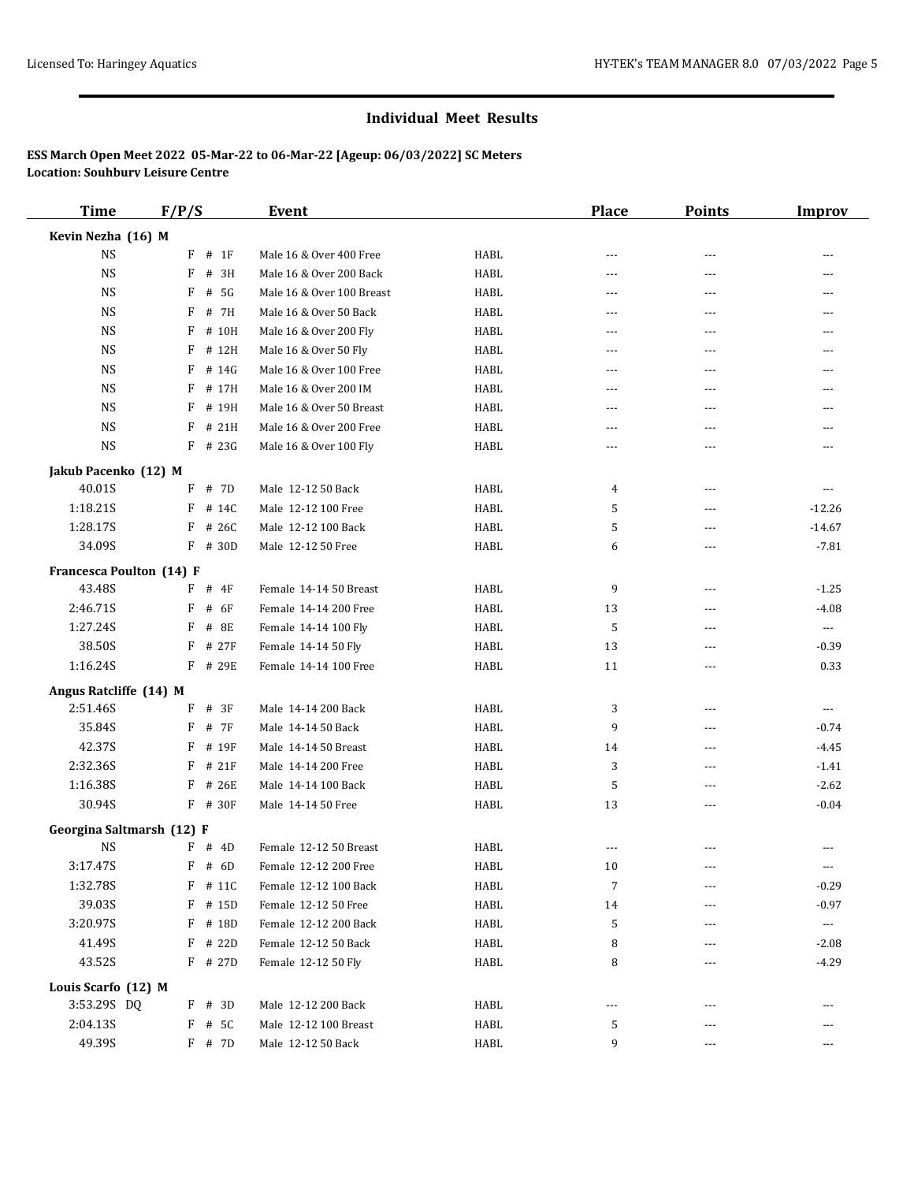## Individual Meet Results

**ESS March Open Meet 2022 05-Mar-22 to 06-Mar-22 [Ageup: 06/03/2022] SC Meters**
**Location: Souhbury Leisure Centre**

| Time | F/P/S | Event | | Place | Points | Improv |
|---|---|---|---|---|---|---|
| **Kevin Nezha (16) M** | | | | | | |
| NS | F # 1F | Male 16 & Over 400 Free | HABL | --- | --- | --- |
| NS | F # 3H | Male 16 & Over 200 Back | HABL | --- | --- | --- |
| NS | F # 5G | Male 16 & Over 100 Breast | HABL | --- | --- | --- |
| NS | F # 7H | Male 16 & Over 50 Back | HABL | --- | --- | --- |
| NS | F # 10H | Male 16 & Over 200 Fly | HABL | --- | --- | --- |
| NS | F # 12H | Male 16 & Over 50 Fly | HABL | --- | --- | --- |
| NS | F # 14G | Male 16 & Over 100 Free | HABL | --- | --- | --- |
| NS | F # 17H | Male 16 & Over 200 IM | HABL | --- | --- | --- |
| NS | F # 19H | Male 16 & Over 50 Breast | HABL | --- | --- | --- |
| NS | F # 21H | Male 16 & Over 200 Free | HABL | --- | --- | --- |
| NS | F # 23G | Male 16 & Over 100 Fly | HABL | --- | --- | --- |
| **Jakub Pacenko (12) M** | | | | | | |
| 40.01S | F # 7D | Male 12-12 50 Back | HABL | 4 | --- | --- |
| 1:18.21S | F # 14C | Male 12-12 100 Free | HABL | 5 | --- | -12.26 |
| 1:28.17S | F # 26C | Male 12-12 100 Back | HABL | 5 | --- | -14.67 |
| 34.09S | F # 30D | Male 12-12 50 Free | HABL | 6 | --- | -7.81 |
| **Francesca Poulton (14) F** | | | | | | |
| 43.48S | F # 4F | Female 14-14 50 Breast | HABL | 9 | --- | -1.25 |
| 2:46.71S | F # 6F | Female 14-14 200 Free | HABL | 13 | --- | -4.08 |
| 1:27.24S | F # 8E | Female 14-14 100 Fly | HABL | 5 | --- | --- |
| 38.50S | F # 27F | Female 14-14 50 Fly | HABL | 13 | --- | -0.39 |
| 1:16.24S | F # 29E | Female 14-14 100 Free | HABL | 11 | --- | 0.33 |
| **Angus Ratcliffe (14) M** | | | | | | |
| 2:51.46S | F # 3F | Male 14-14 200 Back | HABL | 3 | --- | --- |
| 35.84S | F # 7F | Male 14-14 50 Back | HABL | 9 | --- | -0.74 |
| 42.37S | F # 19F | Male 14-14 50 Breast | HABL | 14 | --- | -4.45 |
| 2:32.36S | F # 21F | Male 14-14 200 Free | HABL | 3 | --- | -1.41 |
| 1:16.38S | F # 26E | Male 14-14 100 Back | HABL | 5 | --- | -2.62 |
| 30.94S | F # 30F | Male 14-14 50 Free | HABL | 13 | --- | -0.04 |
| **Georgina Saltmarsh (12) F** | | | | | | |
| NS | F # 4D | Female 12-12 50 Breast | HABL | --- | --- | --- |
| 3:17.47S | F # 6D | Female 12-12 200 Free | HABL | 10 | --- | --- |
| 1:32.78S | F # 11C | Female 12-12 100 Back | HABL | 7 | --- | -0.29 |
| 39.03S | F # 15D | Female 12-12 50 Free | HABL | 14 | --- | -0.97 |
| 3:20.97S | F # 18D | Female 12-12 200 Back | HABL | 5 | --- | --- |
| 41.49S | F # 22D | Female 12-12 50 Back | HABL | 8 | --- | -2.08 |
| 43.52S | F # 27D | Female 12-12 50 Fly | HABL | 8 | --- | -4.29 |
| **Louis Scarfo (12) M** | | | | | | |
| 3:53.29S DQ | F # 3D | Male 12-12 200 Back | HABL | --- | --- | --- |
| 2:04.13S | F # 5C | Male 12-12 100 Breast | HABL | 5 | --- | --- |
| 49.39S | F # 7D | Male 12-12 50 Back | HABL | 9 | --- | --- |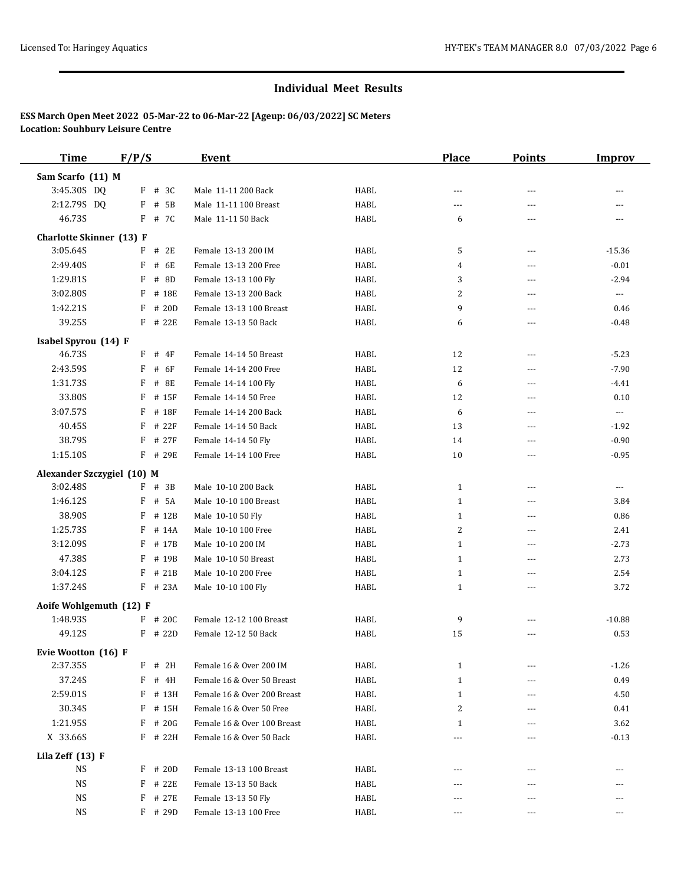## Individual Meet Results

**ESS March Open Meet 2022 05-Mar-22 to 06-Mar-22 [Ageup: 06/03/2022] SC Meters**
**Location: Souhbury Leisure Centre**

| Time | F/P/S | Event | | Place | Points | Improv |
|---|---|---|---|---|---|---|
| **Sam Scarfo (11) M** | | | | | | |
| 3:45.30S DQ | F # 3C | Male 11-11 200 Back | HABL | --- | --- | --- |
| 2:12.79S DQ | F # 5B | Male 11-11 100 Breast | HABL | --- | --- | --- |
| 46.73S | F # 7C | Male 11-11 50 Back | HABL | 6 | --- | --- |
| **Charlotte Skinner (13) F** | | | | | | |
| 3:05.64S | F # 2E | Female 13-13 200 IM | HABL | 5 | --- | -15.36 |
| 2:49.40S | F # 6E | Female 13-13 200 Free | HABL | 4 | --- | -0.01 |
| 1:29.81S | F # 8D | Female 13-13 100 Fly | HABL | 3 | --- | -2.94 |
| 3:02.80S | F # 18E | Female 13-13 200 Back | HABL | 2 | --- | --- |
| 1:42.21S | F # 20D | Female 13-13 100 Breast | HABL | 9 | --- | 0.46 |
| 39.25S | F # 22E | Female 13-13 50 Back | HABL | 6 | --- | -0.48 |
| **Isabel Spyrou (14) F** | | | | | | |
| 46.73S | F # 4F | Female 14-14 50 Breast | HABL | 12 | --- | -5.23 |
| 2:43.59S | F # 6F | Female 14-14 200 Free | HABL | 12 | --- | -7.90 |
| 1:31.73S | F # 8E | Female 14-14 100 Fly | HABL | 6 | --- | -4.41 |
| 33.80S | F # 15F | Female 14-14 50 Free | HABL | 12 | --- | 0.10 |
| 3:07.57S | F # 18F | Female 14-14 200 Back | HABL | 6 | --- | --- |
| 40.45S | F # 22F | Female 14-14 50 Back | HABL | 13 | --- | -1.92 |
| 38.79S | F # 27F | Female 14-14 50 Fly | HABL | 14 | --- | -0.90 |
| 1:15.10S | F # 29E | Female 14-14 100 Free | HABL | 10 | --- | -0.95 |
| **Alexander Szczygiel (10) M** | | | | | | |
| 3:02.48S | F # 3B | Male 10-10 200 Back | HABL | 1 | --- | --- |
| 1:46.12S | F # 5A | Male 10-10 100 Breast | HABL | 1 | --- | 3.84 |
| 38.90S | F # 12B | Male 10-10 50 Fly | HABL | 1 | --- | 0.86 |
| 1:25.73S | F # 14A | Male 10-10 100 Free | HABL | 2 | --- | 2.41 |
| 3:12.09S | F # 17B | Male 10-10 200 IM | HABL | 1 | --- | -2.73 |
| 47.38S | F # 19B | Male 10-10 50 Breast | HABL | 1 | --- | 2.73 |
| 3:04.12S | F # 21B | Male 10-10 200 Free | HABL | 1 | --- | 2.54 |
| 1:37.24S | F # 23A | Male 10-10 100 Fly | HABL | 1 | --- | 3.72 |
| **Aoife Wohlgemuth (12) F** | | | | | | |
| 1:48.93S | F # 20C | Female 12-12 100 Breast | HABL | 9 | --- | -10.88 |
| 49.12S | F # 22D | Female 12-12 50 Back | HABL | 15 | --- | 0.53 |
| **Evie Wootton (16) F** | | | | | | |
| 2:37.35S | F # 2H | Female 16 & Over 200 IM | HABL | 1 | --- | -1.26 |
| 37.24S | F # 4H | Female 16 & Over 50 Breast | HABL | 1 | --- | 0.49 |
| 2:59.01S | F # 13H | Female 16 & Over 200 Breast | HABL | 1 | --- | 4.50 |
| 30.34S | F # 15H | Female 16 & Over 50 Free | HABL | 2 | --- | 0.41 |
| 1:21.95S | F # 20G | Female 16 & Over 100 Breast | HABL | 1 | --- | 3.62 |
| X 33.66S | F # 22H | Female 16 & Over 50 Back | HABL | --- | --- | -0.13 |
| **Lila Zeff (13) F** | | | | | | |
| NS | F # 20D | Female 13-13 100 Breast | HABL | --- | --- | --- |
| NS | F # 22E | Female 13-13 50 Back | HABL | --- | --- | --- |
| NS | F # 27E | Female 13-13 50 Fly | HABL | --- | --- | --- |
| NS | F # 29D | Female 13-13 100 Free | HABL | --- | --- | --- |